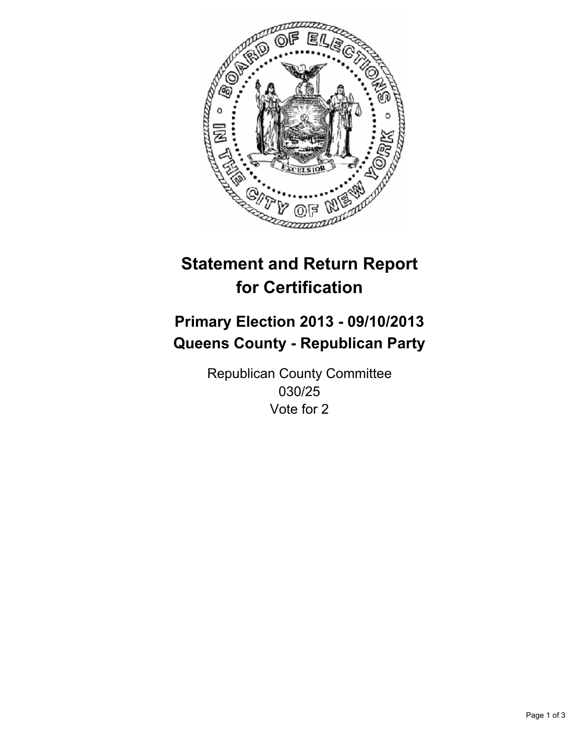# Statement and Return Report for Certification

## Primary Election 2013 - 09/10/2013
## Queens County - Republican Party

Republican County Committee
030/25
Vote for 2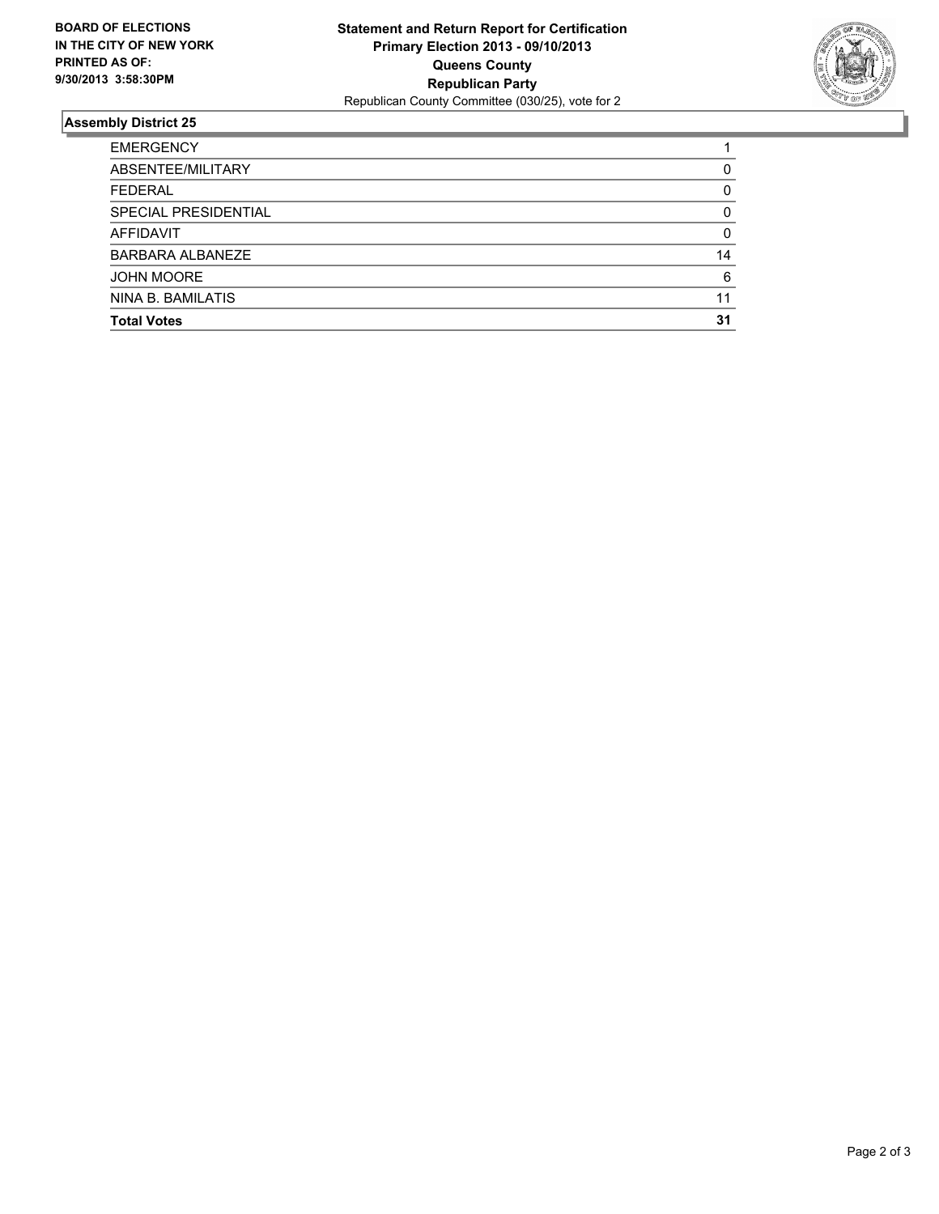**BOARD OF ELECTIONS IN THE CITY OF NEW YORK PRINTED AS OF: 9/30/2013 3:58:30PM**

**Statement and Return Report for Certification**
**Primary Election 2013 - 09/10/2013**
**Queens County**
**Republican Party**
Republican County Committee (030/25), vote for 2

## Assembly District 25

| | |
|---|---|
| EMERGENCY | 1 |
| ABSENTEE/MILITARY | 0 |
| FEDERAL | 0 |
| SPECIAL PRESIDENTIAL | 0 |
| AFFIDAVIT | 0 |
| BARBARA ALBANEZE | 14 |
| JOHN MOORE | 6 |
| NINA B. BAMILATIS | 11 |
| **Total Votes** | **31** |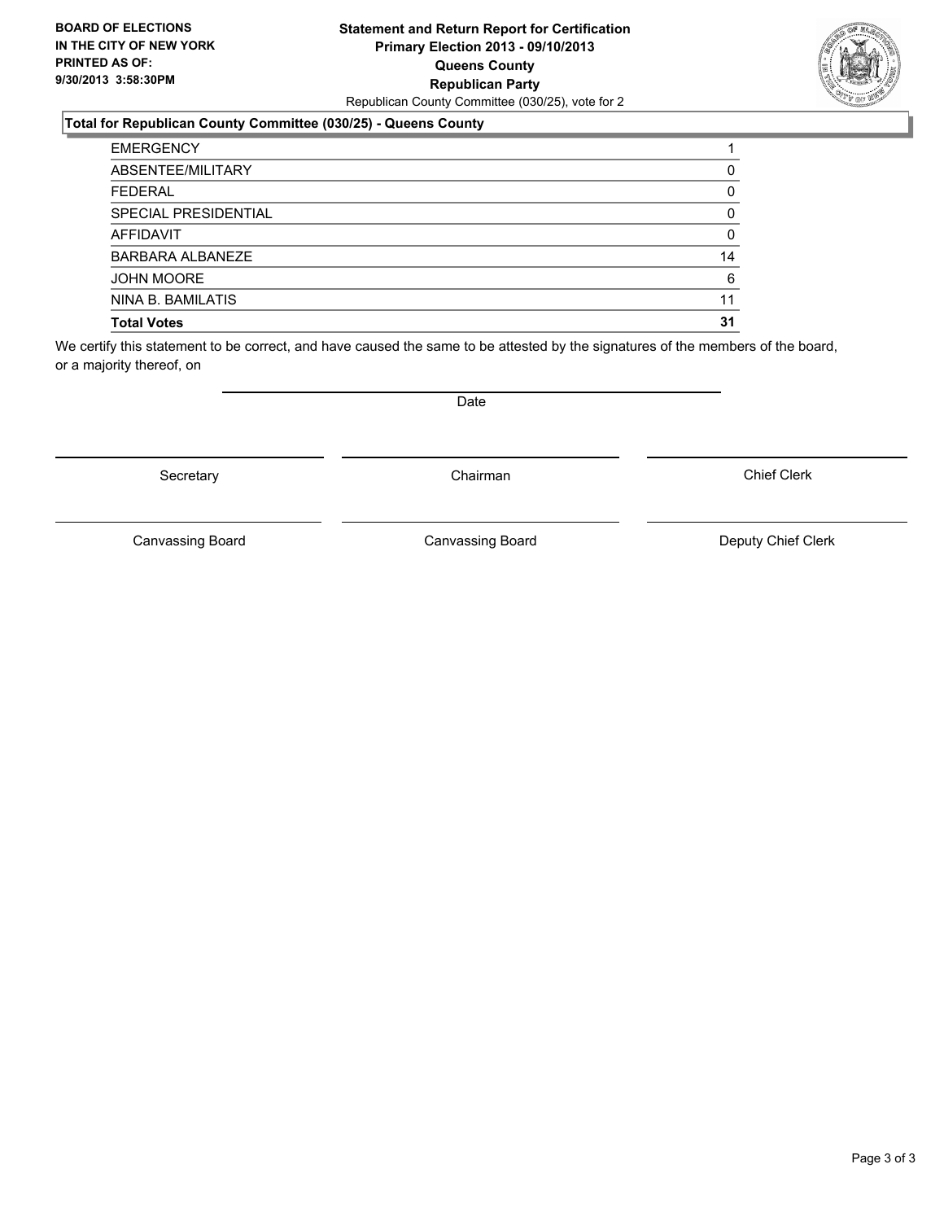**BOARD OF ELECTIONS IN THE CITY OF NEW YORK PRINTED AS OF: 9/30/2013 3:58:30PM**

**Statement and Return Report for Certification**
**Primary Election 2013 - 09/10/2013**
**Queens County**
**Republican Party**
Republican County Committee (030/25), vote for 2

**Total for Republican County Committee (030/25) - Queens County**

| | |
|---|---|
| EMERGENCY | 1 |
| ABSENTEE/MILITARY | 0 |
| FEDERAL | 0 |
| SPECIAL PRESIDENTIAL | 0 |
| AFFIDAVIT | 0 |
| BARBARA ALBANEZE | 14 |
| JOHN MOORE | 6 |
| NINA B. BAMILATIS | 11 |
| **Total Votes** | **31** |

We certify this statement to be correct, and have caused the same to be attested by the signatures of the members of the board, or a majority thereof, on

Date

Secretary | Chairman | Chief Clerk

Canvassing Board | Canvassing Board | Deputy Chief Clerk